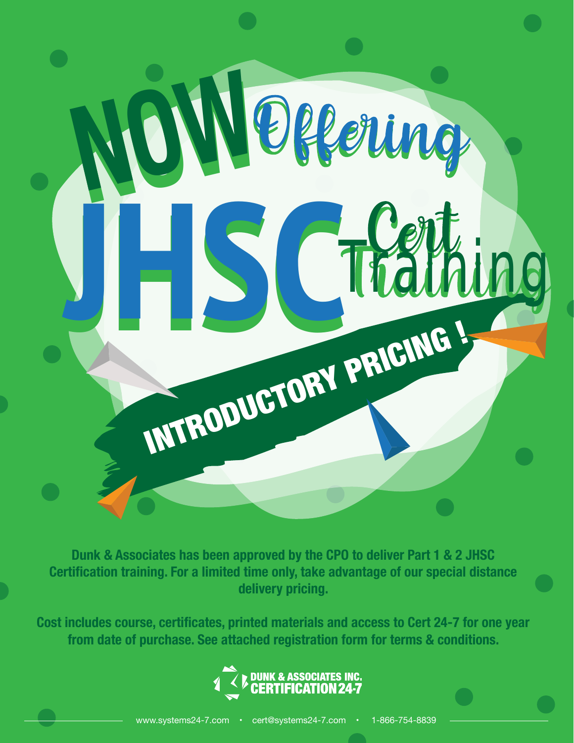# NOW Offering JHSC Cert Training

## INTRODUCTORY PRICING !

**Dunk & Associates has been approved by the CPO to deliver Part 1 & 2 JHSC Certification training. For a limited time only, take advantage of our special distance delivery pricing.**

**Cost includes course, certificates, printed materials and access to Cert 24-7 for one year from date of purchase. See attached registration form for terms & conditions.**

DUNK & ASSOCIATES INC.
CERTIFICATION 24-7

www.systems24-7.com • cert@systems24-7.com • 1-866-754-8839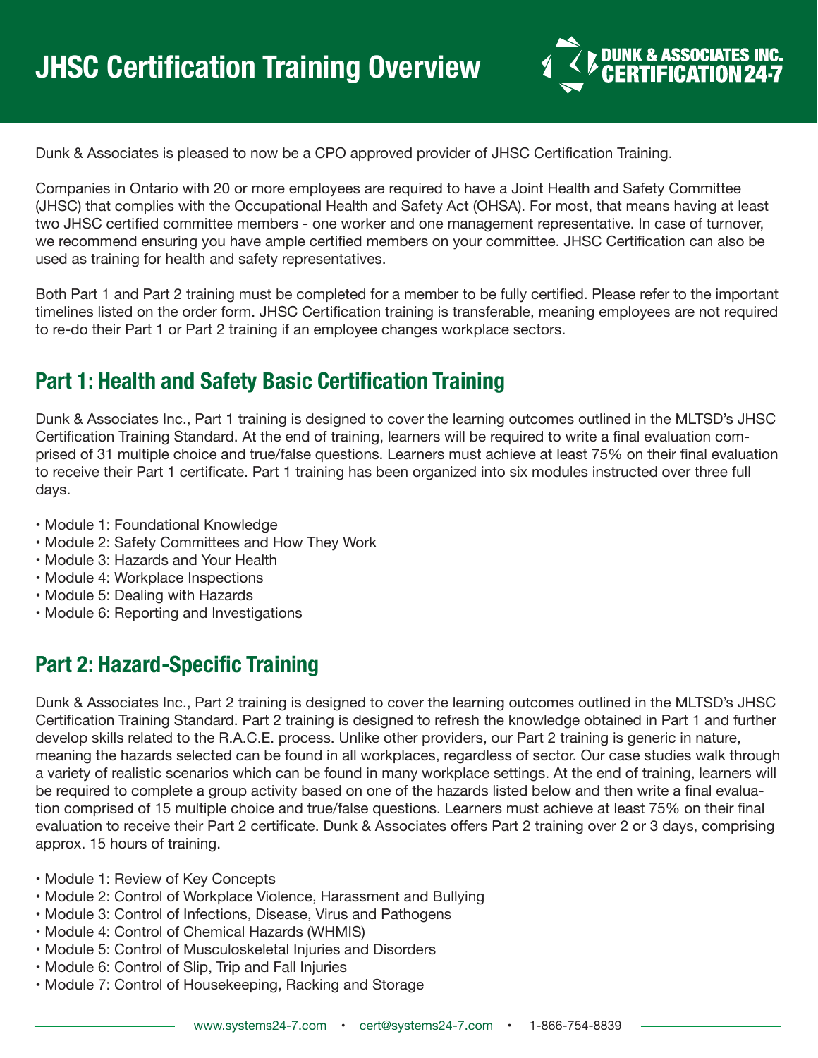# JHSC Certification Training Overview

DUNK & ASSOCIATES INC.
CERTIFICATION 24-7

Dunk & Associates is pleased to now be a CPO approved provider of JHSC Certification Training.

Companies in Ontario with 20 or more employees are required to have a Joint Health and Safety Committee (JHSC) that complies with the Occupational Health and Safety Act (OHSA). For most, that means having at least two JHSC certified committee members - one worker and one management representative. In case of turnover, we recommend ensuring you have ample certified members on your committee. JHSC Certification can also be used as training for health and safety representatives.

Both Part 1 and Part 2 training must be completed for a member to be fully certified. Please refer to the important timelines listed on the order form. JHSC Certification training is transferable, meaning employees are not required to re-do their Part 1 or Part 2 training if an employee changes workplace sectors.

## Part 1: Health and Safety Basic Certification Training

Dunk & Associates Inc., Part 1 training is designed to cover the learning outcomes outlined in the MLTSD's JHSC Certification Training Standard. At the end of training, learners will be required to write a final evaluation comprised of 31 multiple choice and true/false questions. Learners must achieve at least 75% on their final evaluation to receive their Part 1 certificate. Part 1 training has been organized into six modules instructed over three full days.

- Module 1: Foundational Knowledge
- Module 2: Safety Committees and How They Work
- Module 3: Hazards and Your Health
- Module 4: Workplace Inspections
- Module 5: Dealing with Hazards
- Module 6: Reporting and Investigations

## Part 2: Hazard-Specific Training

Dunk & Associates Inc., Part 2 training is designed to cover the learning outcomes outlined in the MLTSD's JHSC Certification Training Standard. Part 2 training is designed to refresh the knowledge obtained in Part 1 and further develop skills related to the R.A.C.E. process. Unlike other providers, our Part 2 training is generic in nature, meaning the hazards selected can be found in all workplaces, regardless of sector. Our case studies walk through a variety of realistic scenarios which can be found in many workplace settings. At the end of training, learners will be required to complete a group activity based on one of the hazards listed below and then write a final evaluation comprised of 15 multiple choice and true/false questions. Learners must achieve at least 75% on their final evaluation to receive their Part 2 certificate. Dunk & Associates offers Part 2 training over 2 or 3 days, comprising approx. 15 hours of training.

- Module 1: Review of Key Concepts
- Module 2: Control of Workplace Violence, Harassment and Bullying
- Module 3: Control of Infections, Disease, Virus and Pathogens
- Module 4: Control of Chemical Hazards (WHMIS)
- Module 5: Control of Musculoskeletal Injuries and Disorders
- Module 6: Control of Slip, Trip and Fall Injuries
- Module 7: Control of Housekeeping, Racking and Storage

www.systems24-7.com • cert@systems24-7.com • 1-866-754-8839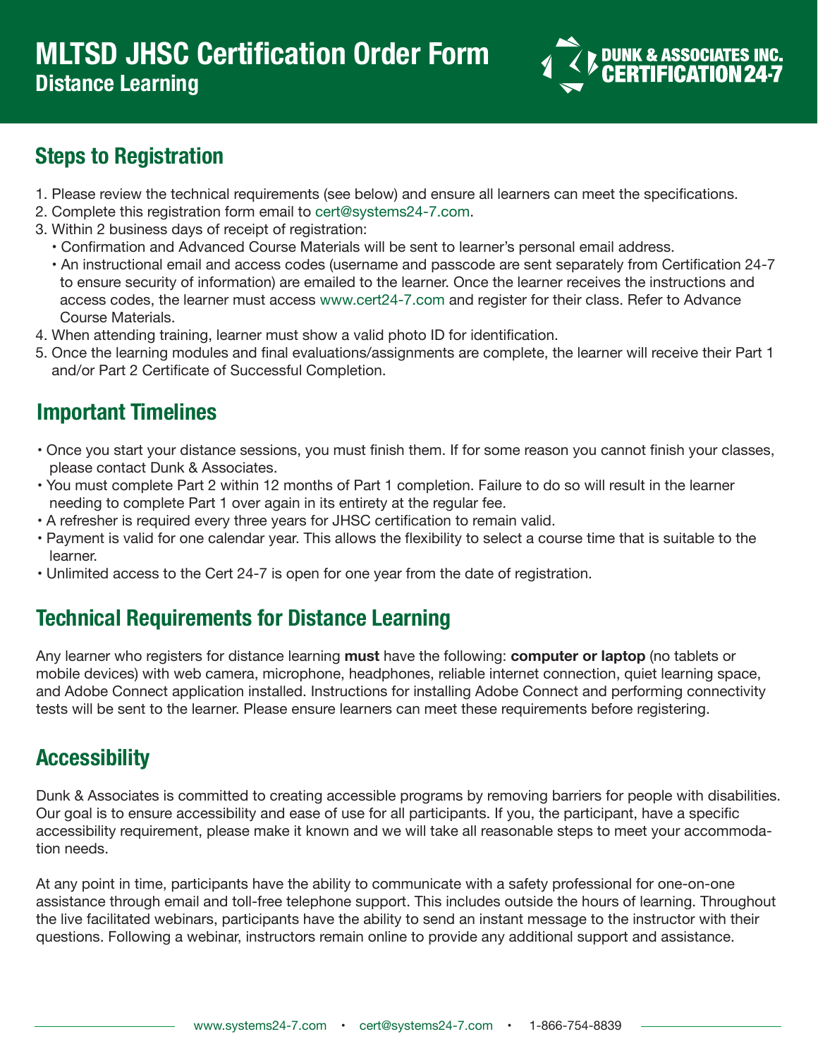# MLTSD JHSC Certification Order Form

**Distance Learning**

DUNK & ASSOCIATES INC.
CERTIFICATION 24-7

## Steps to Registration

1. Please review the technical requirements (see below) and ensure all learners can meet the specifications.
2. Complete this registration form email to cert@systems24-7.com.
3. Within 2 business days of receipt of registration:
   - Confirmation and Advanced Course Materials will be sent to learner's personal email address.
   - An instructional email and access codes (username and passcode are sent separately from Certification 24-7 to ensure security of information) are emailed to the learner. Once the learner receives the instructions and access codes, the learner must access www.cert24-7.com and register for their class. Refer to Advance Course Materials.
4. When attending training, learner must show a valid photo ID for identification.
5. Once the learning modules and final evaluations/assignments are complete, the learner will receive their Part 1 and/or Part 2 Certificate of Successful Completion.

## Important Timelines

- Once you start your distance sessions, you must finish them. If for some reason you cannot finish your classes, please contact Dunk & Associates.
- You must complete Part 2 within 12 months of Part 1 completion. Failure to do so will result in the learner needing to complete Part 1 over again in its entirety at the regular fee.
- A refresher is required every three years for JHSC certification to remain valid.
- Payment is valid for one calendar year. This allows the flexibility to select a course time that is suitable to the learner.
- Unlimited access to the Cert 24-7 is open for one year from the date of registration.

## Technical Requirements for Distance Learning

Any learner who registers for distance learning **must** have the following: **computer or laptop** (no tablets or mobile devices) with web camera, microphone, headphones, reliable internet connection, quiet learning space, and Adobe Connect application installed. Instructions for installing Adobe Connect and performing connectivity tests will be sent to the learner. Please ensure learners can meet these requirements before registering.

## Accessibility

Dunk & Associates is committed to creating accessible programs by removing barriers for people with disabilities. Our goal is to ensure accessibility and ease of use for all participants. If you, the participant, have a specific accessibility requirement, please make it known and we will take all reasonable steps to meet your accommodation needs.

At any point in time, participants have the ability to communicate with a safety professional for one-on-one assistance through email and toll-free telephone support. This includes outside the hours of learning. Throughout the live facilitated webinars, participants have the ability to send an instant message to the instructor with their questions. Following a webinar, instructors remain online to provide any additional support and assistance.

www.systems24-7.com • cert@systems24-7.com • 1-866-754-8839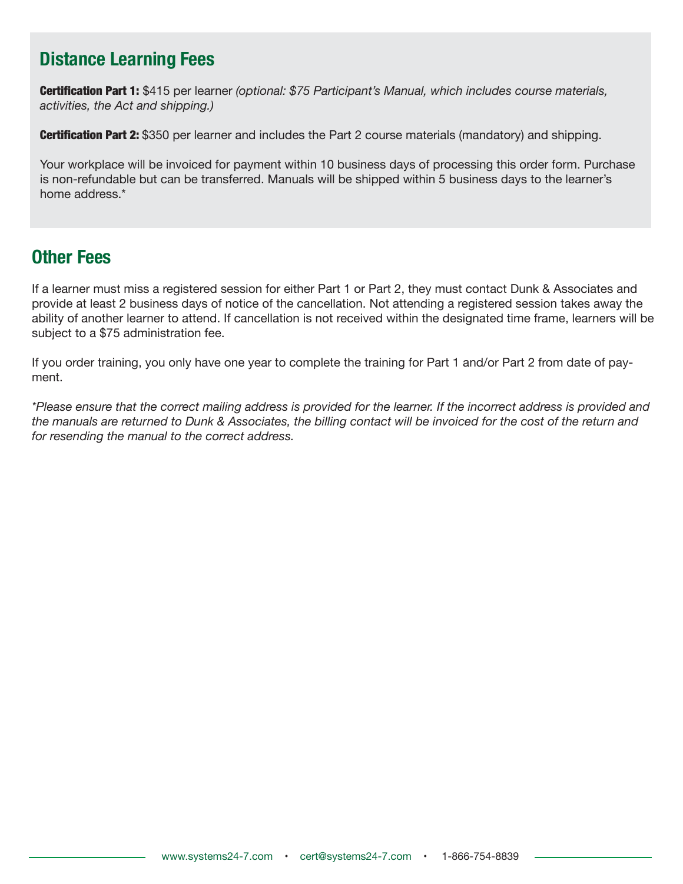## Distance Learning Fees

**Certification Part 1:** $415 per learner *(optional: $75 Participant's Manual, which includes course materials, activities, the Act and shipping.)*

**Certification Part 2:** $350 per learner and includes the Part 2 course materials (mandatory) and shipping.

Your workplace will be invoiced for payment within 10 business days of processing this order form. Purchase is non-refundable but can be transferred. Manuals will be shipped within 5 business days to the learner's home address.*

## Other Fees

If a learner must miss a registered session for either Part 1 or Part 2, they must contact Dunk & Associates and provide at least 2 business days of notice of the cancellation. Not attending a registered session takes away the ability of another learner to attend. If cancellation is not received within the designated time frame, learners will be subject to a $75 administration fee.

If you order training, you only have one year to complete the training for Part 1 and/or Part 2 from date of payment.

*\*Please ensure that the correct mailing address is provided for the learner. If the incorrect address is provided and the manuals are returned to Dunk & Associates, the billing contact will be invoiced for the cost of the return and for resending the manual to the correct address.*

www.systems24-7.com • cert@systems24-7.com • 1-866-754-8839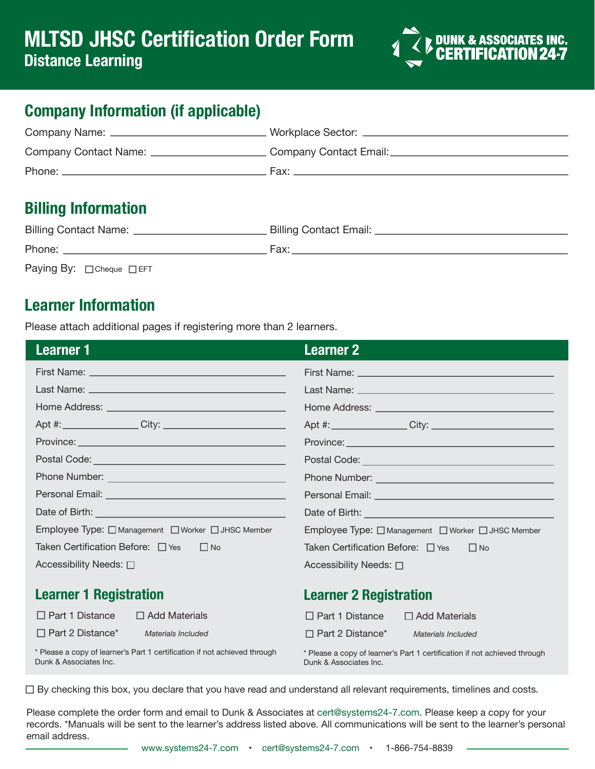# MLTSD JHSC Certification Order Form

## Distance Learning

DUNK & ASSOCIATES INC.
CERTIFICATION 24-7

## Company Information (if applicable)

Company Name: ______________________ Workplace Sector: ______________________

Company Contact Name: ______________________ Company Contact Email: ______________________

Phone: ______________________ Fax: ______________________

## Billing Information

Billing Contact Name: ______________________ Billing Contact Email: ______________________

Phone: ______________________ Fax: ______________________

Paying By: ☐ Cheque ☐ EFT

## Learner Information

Please attach additional pages if registering more than 2 learners.

### Learner 1

First Name: ______________________

Last Name: ______________________

Home Address: ______________________

Apt #: __________ City: ______________________

Province: ______________________

Postal Code: ______________________

Phone Number: ______________________

Personal Email: ______________________

Date of Birth: ______________________

Employee Type: ☐ Management ☐ Worker ☐ JHSC Member

Taken Certification Before: ☐ Yes ☐ No

Accessibility Needs: ☐

### Learner 1 Registration

☐ Part 1 Distance ☐ Add Materials

☐ Part 2 Distance* *Materials Included*

* Please a copy of learner's Part 1 certification if not achieved through Dunk & Associates Inc.

### Learner 2

First Name: ______________________

Last Name: ______________________

Home Address: ______________________

Apt #: __________ City: ______________________

Province: ______________________

Postal Code: ______________________

Phone Number: ______________________

Personal Email: ______________________

Date of Birth: ______________________

Employee Type: ☐ Management ☐ Worker ☐ JHSC Member

Taken Certification Before: ☐ Yes ☐ No

Accessibility Needs: ☐

### Learner 2 Registration

☐ Part 1 Distance ☐ Add Materials

☐ Part 2 Distance* *Materials Included*

* Please a copy of learner's Part 1 certification if not achieved through Dunk & Associates Inc.

☐ By checking this box, you declare that you have read and understand all relevant requirements, timelines and costs.

Please complete the order form and email to Dunk & Associates at cert@systems24-7.com. Please keep a copy for your records. *Manuals will be sent to the learner's address listed above. All communications will be sent to the learner's personal email address.

www.systems24-7.com • cert@systems24-7.com • 1-866-754-8839